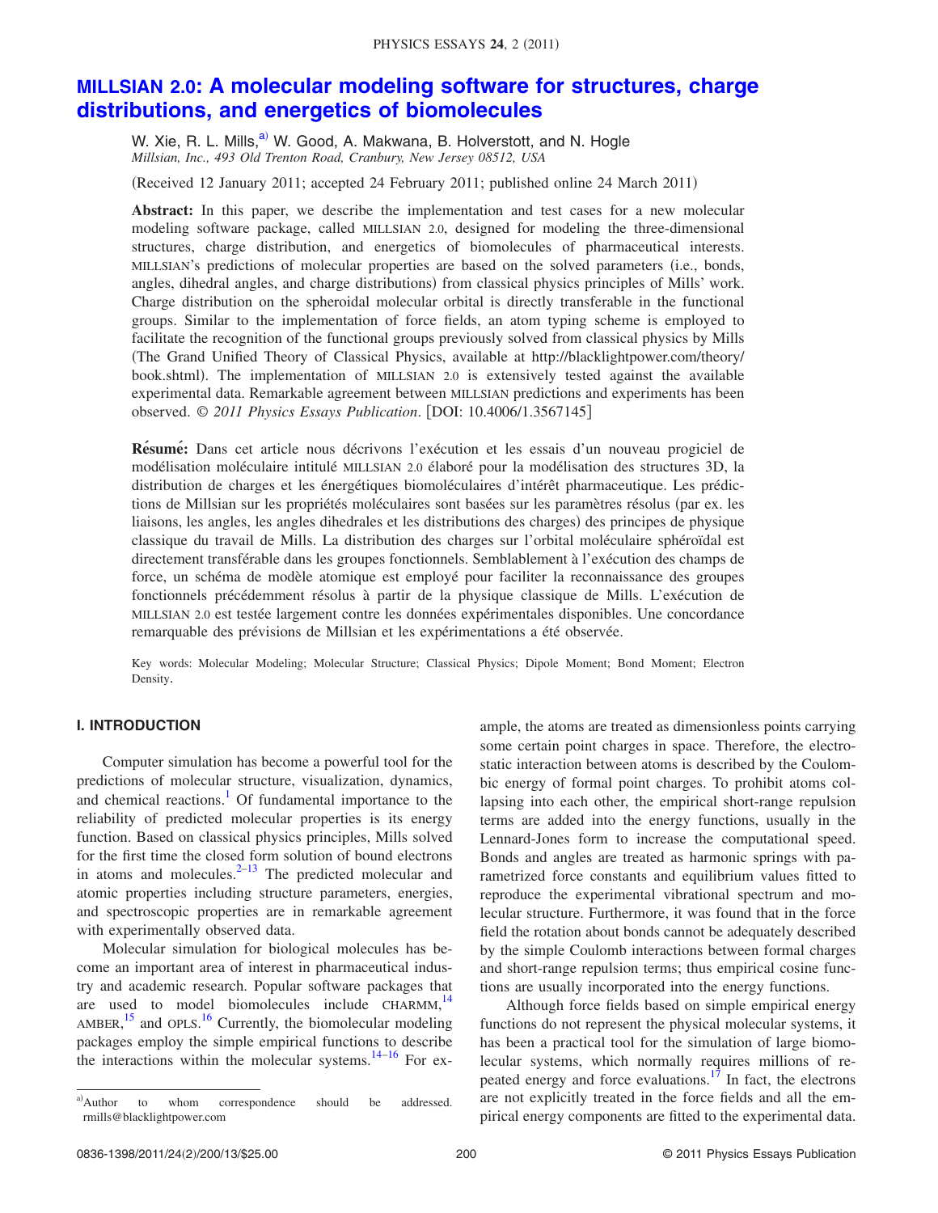# MILLSIAN 2.0: A molecular modeling software for structures, charge distributions, and energetics of biomolecules

W. Xie, R. L. Mills,[a] W. Good, A. Makwana, B. Holverstott, and N. Hogle

*Millsian, Inc., 493 Old Trenton Road, Cranbury, New Jersey 08512, USA*

(Received 12 January 2011; accepted 24 February 2011; published online 24 March 2011)

**Abstract:** In this paper, we describe the implementation and test cases for a new molecular modeling software package, called MILLSIAN 2.0, designed for modeling the three-dimensional structures, charge distribution, and energetics of biomolecules of pharmaceutical interests. MILLSIAN's predictions of molecular properties are based on the solved parameters (i.e., bonds, angles, dihedral angles, and charge distributions) from classical physics principles of Mills' work. Charge distribution on the spheroidal molecular orbital is directly transferable in the functional groups. Similar to the implementation of force fields, an atom typing scheme is employed to facilitate the recognition of the functional groups previously solved from classical physics by Mills (The Grand Unified Theory of Classical Physics, available at http://blacklightpower.com/theory/book.shtml). The implementation of MILLSIAN 2.0 is extensively tested against the available experimental data. Remarkable agreement between MILLSIAN predictions and experiments has been observed. © *2011 Physics Essays Publication*. [DOI: 10.4006/1.3567145]

**Résumé:** Dans cet article nous décrivons l'exécution et les essais d'un nouveau progiciel de modélisation moléculaire intitulé MILLSIAN 2.0 élaboré pour la modélisation des structures 3D, la distribution de charges et les énergétiques biomoléculaires d'intérêt pharmaceutique. Les prédictions de Millsian sur les propriétés moléculaires sont basées sur les paramètres résolus (par ex. les liaisons, les angles, les angles dihedrales et les distributions des charges) des principes de physique classique du travail de Mills. La distribution des charges sur l'orbital moléculaire sphéroïdal est directement transférable dans les groupes fonctionnels. Semblablement à l'exécution des champs de force, un schéma de modèle atomique est employé pour faciliter la reconnaissance des groupes fonctionnels précédemment résolus à partir de la physique classique de Mills. L'exécution de MILLSIAN 2.0 est testée largement contre les données expérimentales disponibles. Une concordance remarquable des prévisions de Millsian et les expérimentations a été observée.

Key words: Molecular Modeling; Molecular Structure; Classical Physics; Dipole Moment; Bond Moment; Electron Density.

## I. INTRODUCTION

Computer simulation has become a powerful tool for the predictions of molecular structure, visualization, dynamics, and chemical reactions.[1] Of fundamental importance to the reliability of predicted molecular properties is its energy function. Based on classical physics principles, Mills solved for the first time the closed form solution of bound electrons in atoms and molecules.[2–13] The predicted molecular and atomic properties including structure parameters, energies, and spectroscopic properties are in remarkable agreement with experimentally observed data.

Molecular simulation for biological molecules has become an important area of interest in pharmaceutical industry and academic research. Popular software packages that are used to model biomolecules include CHARMM,[14] AMBER,[15] and OPLS.[16] Currently, the biomolecular modeling packages employ the simple empirical functions to describe the interactions within the molecular systems.[14–16] For example, the atoms are treated as dimensionless points carrying some certain point charges in space. Therefore, the electrostatic interaction between atoms is described by the Coulombic energy of formal point charges. To prohibit atoms collapsing into each other, the empirical short-range repulsion terms are added into the energy functions, usually in the Lennard-Jones form to increase the computational speed. Bonds and angles are treated as harmonic springs with parametrized force constants and equilibrium values fitted to reproduce the experimental vibrational spectrum and molecular structure. Furthermore, it was found that in the force field the rotation about bonds cannot be adequately described by the simple Coulomb interactions between formal charges and short-range repulsion terms; thus empirical cosine functions are usually incorporated into the energy functions.

Although force fields based on simple empirical energy functions do not represent the physical molecular systems, it has been a practical tool for the simulation of large biomolecular systems, which normally requires millions of repeated energy and force evaluations.[17] In fact, the electrons are not explicitly treated in the force fields and all the empirical energy components are fitted to the experimental data.

[a] Author to whom correspondence should be addressed. rmills@blacklightpower.com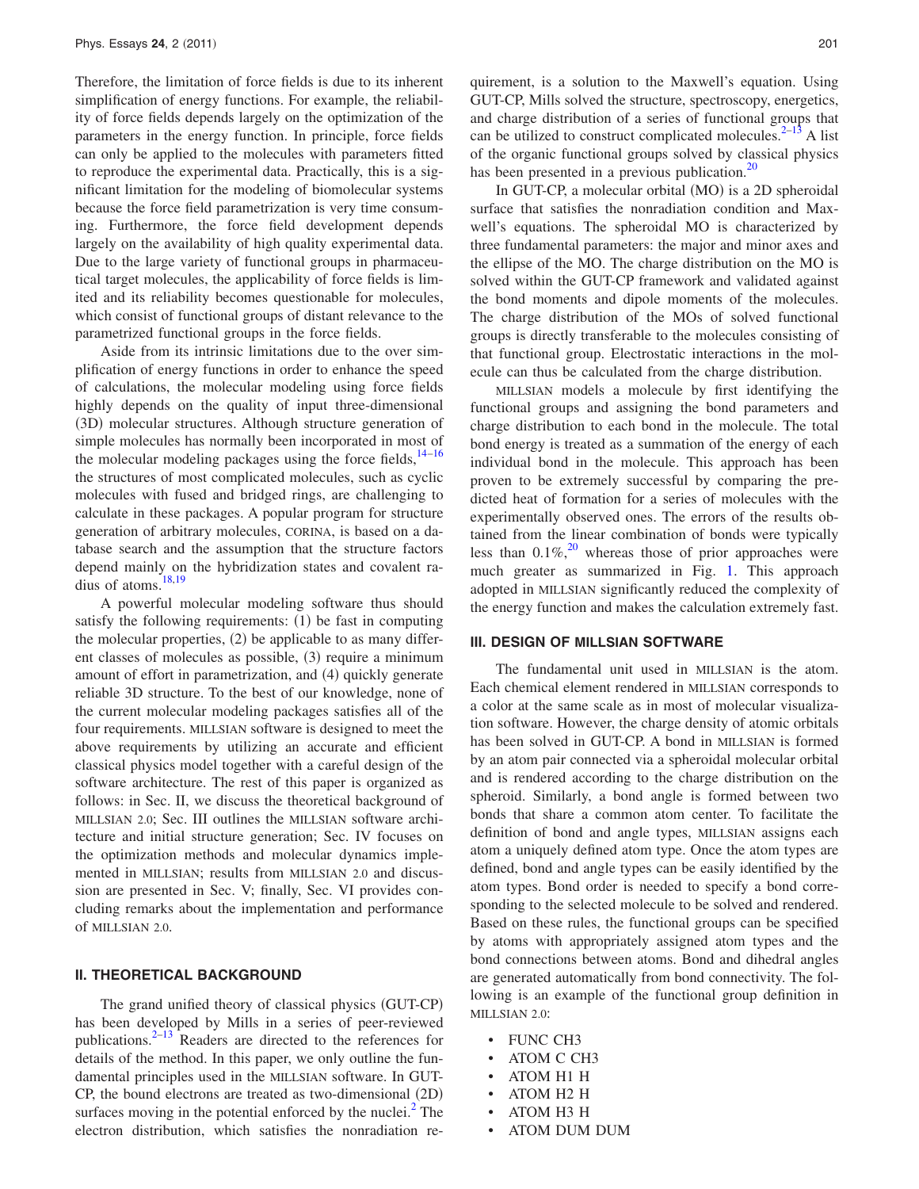Therefore, the limitation of force fields is due to its inherent simplification of energy functions. For example, the reliability of force fields depends largely on the optimization of the parameters in the energy function. In principle, force fields can only be applied to the molecules with parameters fitted to reproduce the experimental data. Practically, this is a significant limitation for the modeling of biomolecular systems because the force field parametrization is very time consuming. Furthermore, the force field development depends largely on the availability of high quality experimental data. Due to the large variety of functional groups in pharmaceutical target molecules, the applicability of force fields is limited and its reliability becomes questionable for molecules, which consist of functional groups of distant relevance to the parametrized functional groups in the force fields.

Aside from its intrinsic limitations due to the over simplification of energy functions in order to enhance the speed of calculations, the molecular modeling using force fields highly depends on the quality of input three-dimensional (3D) molecular structures. Although structure generation of simple molecules has normally been incorporated in most of the molecular modeling packages using the force fields,[14–16] the structures of most complicated molecules, such as cyclic molecules with fused and bridged rings, are challenging to calculate in these packages. A popular program for structure generation of arbitrary molecules, CORINA, is based on a database search and the assumption that the structure factors depend mainly on the hybridization states and covalent radius of atoms.[18,19]

A powerful molecular modeling software thus should satisfy the following requirements: (1) be fast in computing the molecular properties, (2) be applicable to as many different classes of molecules as possible, (3) require a minimum amount of effort in parametrization, and (4) quickly generate reliable 3D structure. To the best of our knowledge, none of the current molecular modeling packages satisfies all of the four requirements. MILLSIAN software is designed to meet the above requirements by utilizing an accurate and efficient classical physics model together with a careful design of the software architecture. The rest of this paper is organized as follows: in Sec. II, we discuss the theoretical background of MILLSIAN 2.0; Sec. III outlines the MILLSIAN software architecture and initial structure generation; Sec. IV focuses on the optimization methods and molecular dynamics implemented in MILLSIAN; results from MILLSIAN 2.0 and discussion are presented in Sec. V; finally, Sec. VI provides concluding remarks about the implementation and performance of MILLSIAN 2.0.

## II. THEORETICAL BACKGROUND

The grand unified theory of classical physics (GUT-CP) has been developed by Mills in a series of peer-reviewed publications.[2–13] Readers are directed to the references for details of the method. In this paper, we only outline the fundamental principles used in the MILLSIAN software. In GUT-CP, the bound electrons are treated as two-dimensional (2D) surfaces moving in the potential enforced by the nuclei.[2] The electron distribution, which satisfies the nonradiation requirement, is a solution to the Maxwell's equation. Using GUT-CP, Mills solved the structure, spectroscopy, energetics, and charge distribution of a series of functional groups that can be utilized to construct complicated molecules.[2–13] A list of the organic functional groups solved by classical physics has been presented in a previous publication.[20]

In GUT-CP, a molecular orbital (MO) is a 2D spheroidal surface that satisfies the nonradiation condition and Maxwell's equations. The spheroidal MO is characterized by three fundamental parameters: the major and minor axes and the ellipse of the MO. The charge distribution on the MO is solved within the GUT-CP framework and validated against the bond moments and dipole moments of the molecules. The charge distribution of the MOs of solved functional groups is directly transferable to the molecules consisting of that functional group. Electrostatic interactions in the molecule can thus be calculated from the charge distribution.

MILLSIAN models a molecule by first identifying the functional groups and assigning the bond parameters and charge distribution to each bond in the molecule. The total bond energy is treated as a summation of the energy of each individual bond in the molecule. This approach has been proven to be extremely successful by comparing the predicted heat of formation for a series of molecules with the experimentally observed ones. The errors of the results obtained from the linear combination of bonds were typically less than 0.1%,[20] whereas those of prior approaches were much greater as summarized in Fig. 1. This approach adopted in MILLSIAN significantly reduced the complexity of the energy function and makes the calculation extremely fast.

## III. DESIGN OF MILLSIAN SOFTWARE

The fundamental unit used in MILLSIAN is the atom. Each chemical element rendered in MILLSIAN corresponds to a color at the same scale as in most of molecular visualization software. However, the charge density of atomic orbitals has been solved in GUT-CP. A bond in MILLSIAN is formed by an atom pair connected via a spheroidal molecular orbital and is rendered according to the charge distribution on the spheroid. Similarly, a bond angle is formed between two bonds that share a common atom center. To facilitate the definition of bond and angle types, MILLSIAN assigns each atom a uniquely defined atom type. Once the atom types are defined, bond and angle types can be easily identified by the atom types. Bond order is needed to specify a bond corresponding to the selected molecule to be solved and rendered. Based on these rules, the functional groups can be specified by atoms with appropriately assigned atom types and the bond connections between atoms. Bond and dihedral angles are generated automatically from bond connectivity. The following is an example of the functional group definition in MILLSIAN 2.0:

- FUNC CH3
- ATOM C CH3
- ATOM H1 H
- ATOM H2 H
- ATOM H3 H
- ATOM DUM DUM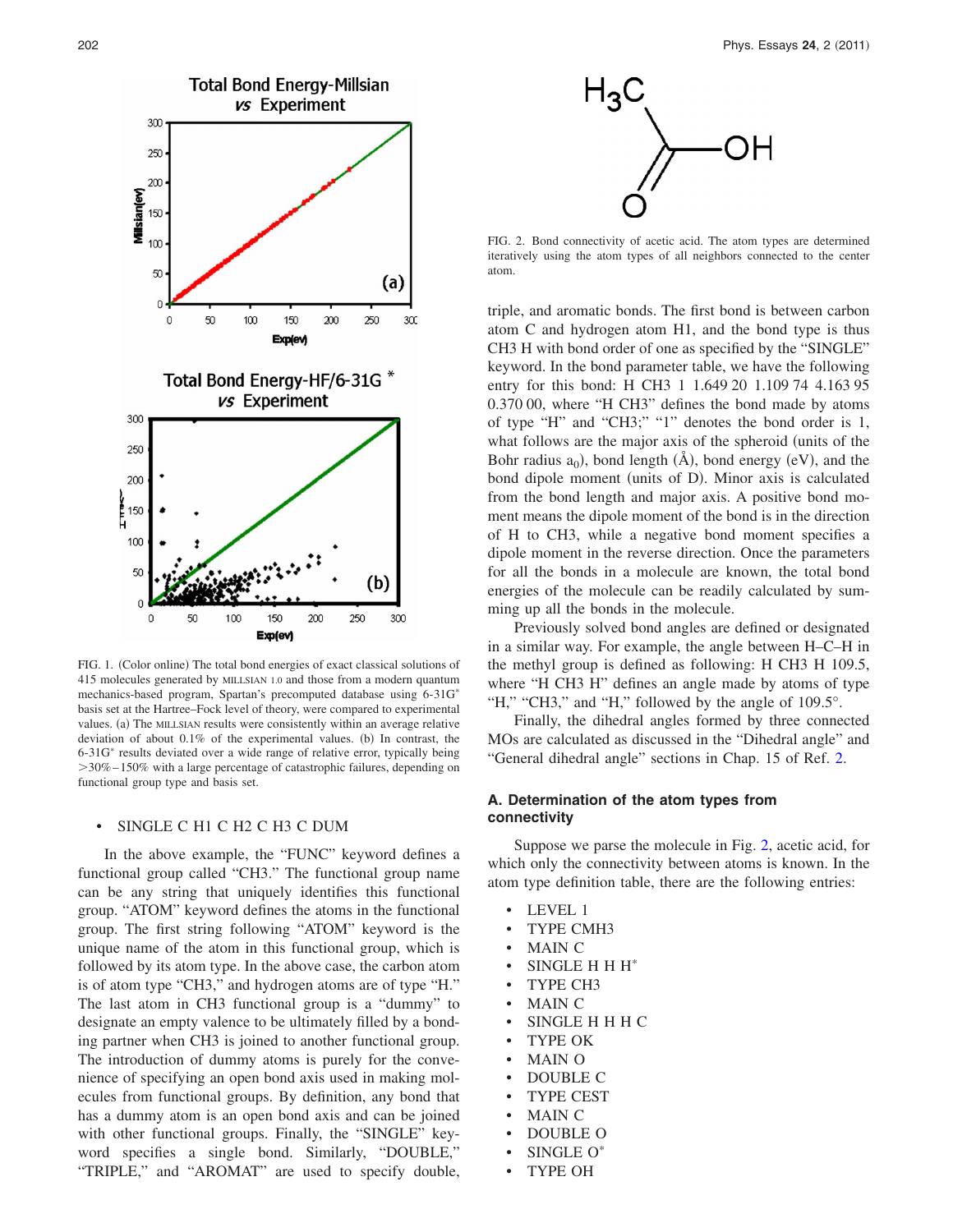FIG. 1. (Color online) The total bond energies of exact classical solutions of 415 molecules generated by MILLSIAN 1.0 and those from a modern quantum mechanics-based program, Spartan's precomputed database using 6-31G* basis set at the Hartree–Fock level of theory, were compared to experimental values. (a) The MILLSIAN results were consistently within an average relative deviation of about 0.1% of the experimental values. (b) In contrast, the 6-31G* results deviated over a wide range of relative error, typically being >30%–150% with a large percentage of catastrophic failures, depending on functional group type and basis set.

- SINGLE C H1 C H2 C H3 C DUM

In the above example, the "FUNC" keyword defines a functional group called "CH3." The functional group name can be any string that uniquely identifies this functional group. "ATOM" keyword defines the atoms in the functional group. The first string following "ATOM" keyword is the unique name of the atom in this functional group, which is followed by its atom type. In the above case, the carbon atom is of atom type "CH3," and hydrogen atoms are of type "H." The last atom in CH3 functional group is a "dummy" to designate an empty valence to be ultimately filled by a bonding partner when CH3 is joined to another functional group. The introduction of dummy atoms is purely for the convenience of specifying an open bond axis used in making molecules from functional groups. By definition, any bond that has a dummy atom is an open bond axis and can be joined with other functional groups. Finally, the "SINGLE" keyword specifies a single bond. Similarly, "DOUBLE," "TRIPLE," and "AROMAT" are used to specify double, triple, and aromatic bonds. The first bond is between carbon atom C and hydrogen atom H1, and the bond type is thus CH3 H with bond order of one as specified by the "SINGLE" keyword. In the bond parameter table, we have the following entry for this bond: H CH3 1 1.649 20 1.109 74 4.163 95 0.370 00, where "H CH3" defines the bond made by atoms of type "H" and "CH3;" "1" denotes the bond order is 1, what follows are the major axis of the spheroid (units of the Bohr radius $a_0$), bond length (Å), bond energy (eV), and the bond dipole moment (units of D). Minor axis is calculated from the bond length and major axis. A positive bond moment means the dipole moment of the bond is in the direction of H to CH3, while a negative bond moment specifies a dipole moment in the reverse direction. Once the parameters for all the bonds in a molecule are known, the total bond energies of the molecule can be readily calculated by summing up all the bonds in the molecule.

Previously solved bond angles are defined or designated in a similar way. For example, the angle between H–C–H in the methyl group is defined as following: H CH3 H 109.5, where "H CH3 H" defines an angle made by atoms of type "H," "CH3," and "H," followed by the angle of 109.5°.

Finally, the dihedral angles formed by three connected MOs are calculated as discussed in the "Dihedral angle" and "General dihedral angle" sections in Chap. 15 of Ref. 2.

FIG. 2. Bond connectivity of acetic acid. The atom types are determined iteratively using the atom types of all neighbors connected to the center atom.

### A. Determination of the atom types from connectivity

Suppose we parse the molecule in Fig. 2, acetic acid, for which only the connectivity between atoms is known. In the atom type definition table, there are the following entries:

- LEVEL 1
- TYPE CMH3
- MAIN C
- SINGLE H H H*
- TYPE CH3
- MAIN C
- SINGLE H H H C
- TYPE OK
- MAIN O
- DOUBLE C
- TYPE CEST
- MAIN C
- DOUBLE O
- SINGLE O*
- TYPE OH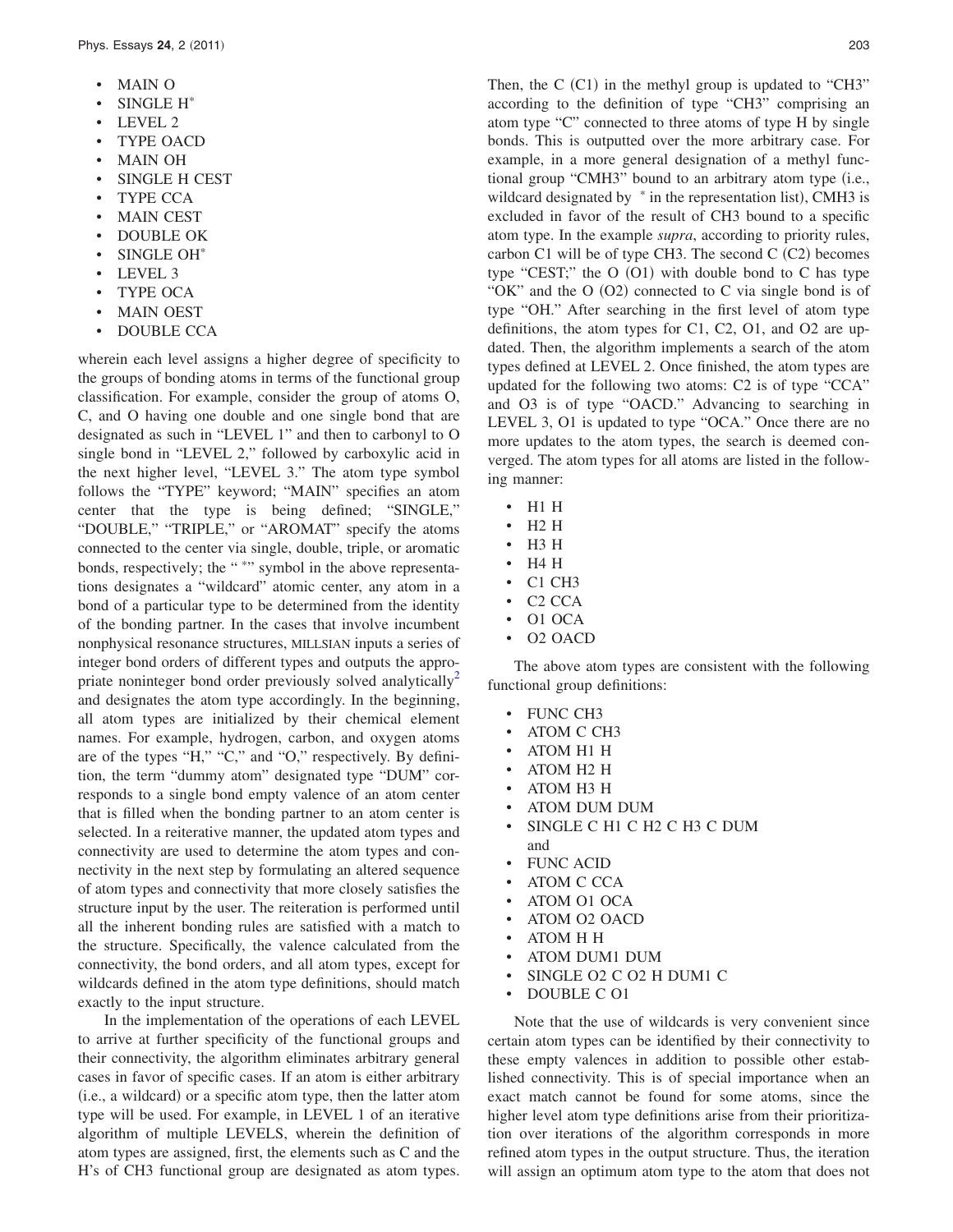- MAIN O
- SINGLE H*
- LEVEL 2
- TYPE OACD
- MAIN OH
- SINGLE H CEST
- TYPE CCA
- MAIN CEST
- DOUBLE OK
- SINGLE OH*
- LEVEL 3
- TYPE OCA
- MAIN OEST
- DOUBLE CCA

wherein each level assigns a higher degree of specificity to the groups of bonding atoms in terms of the functional group classification. For example, consider the group of atoms O, C, and O having one double and one single bond that are designated as such in "LEVEL 1" and then to carbonyl to O single bond in "LEVEL 2," followed by carboxylic acid in the next higher level, "LEVEL 3." The atom type symbol follows the "TYPE" keyword; "MAIN" specifies an atom center that the type is being defined; "SINGLE," "DOUBLE," "TRIPLE," or "AROMAT" specify the atoms connected to the center via single, double, triple, or aromatic bonds, respectively; the "*" symbol in the above representations designates a "wildcard" atomic center, any atom in a bond of a particular type to be determined from the identity of the bonding partner. In the cases that involve incumbent nonphysical resonance structures, MILLSIAN inputs a series of integer bond orders of different types and outputs the appropriate noninteger bond order previously solved analytically[2] and designates the atom type accordingly. In the beginning, all atom types are initialized by their chemical element names. For example, hydrogen, carbon, and oxygen atoms are of the types "H," "C," and "O," respectively. By definition, the term "dummy atom" designated type "DUM" corresponds to a single bond empty valence of an atom center that is filled when the bonding partner to an atom center is selected. In a reiterative manner, the updated atom types and connectivity are used to determine the atom types and connectivity in the next step by formulating an altered sequence of atom types and connectivity that more closely satisfies the structure input by the user. The reiteration is performed until all the inherent bonding rules are satisfied with a match to the structure. Specifically, the valence calculated from the connectivity, the bond orders, and all atom types, except for wildcards defined in the atom type definitions, should match exactly to the input structure.

In the implementation of the operations of each LEVEL to arrive at further specificity of the functional groups and their connectivity, the algorithm eliminates arbitrary general cases in favor of specific cases. If an atom is either arbitrary (i.e., a wildcard) or a specific atom type, then the latter atom type will be used. For example, in LEVEL 1 of an iterative algorithm of multiple LEVELS, wherein the definition of atom types are assigned, first, the elements such as C and the H's of CH3 functional group are designated as atom types. Then, the C (C1) in the methyl group is updated to "CH3" according to the definition of type "CH3" comprising an atom type "C" connected to three atoms of type H by single bonds. This is outputted over the more arbitrary case. For example, in a more general designation of a methyl functional group "CMH3" bound to an arbitrary atom type (i.e., wildcard designated by * in the representation list), CMH3 is excluded in favor of the result of CH3 bound to a specific atom type. In the example *supra*, according to priority rules, carbon C1 will be of type CH3. The second C (C2) becomes type "CEST;" the O (O1) with double bond to C has type "OK" and the O (O2) connected to C via single bond is of type "OH." After searching in the first level of atom type definitions, the atom types for C1, C2, O1, and O2 are updated. Then, the algorithm implements a search of the atom types defined at LEVEL 2. Once finished, the atom types are updated for the following two atoms: C2 is of type "CCA" and O3 is of type "OACD." Advancing to searching in LEVEL 3, O1 is updated to type "OCA." Once there are no more updates to the atom types, the search is deemed converged. The atom types for all atoms are listed in the following manner:

- H1 H
- H2 H
- H3 H
- H4 H
- C1 CH3
- C2 CCA
- O1 OCA
- O2 OACD

The above atom types are consistent with the following functional group definitions:

- FUNC CH3
- ATOM C CH3
- ATOM H1 H
- ATOM H2 H
- ATOM H3 H
- ATOM DUM DUM
- SINGLE C H1 C H2 C H3 C DUM
  and
- FUNC ACID
- ATOM C CCA
- ATOM O1 OCA
- ATOM O2 OACD
- ATOM H H
- ATOM DUM1 DUM
- SINGLE O2 C O2 H DUM1 C
- DOUBLE C O1

Note that the use of wildcards is very convenient since certain atom types can be identified by their connectivity to these empty valences in addition to possible other established connectivity. This is of special importance when an exact match cannot be found for some atoms, since the higher level atom type definitions arise from their prioritization over iterations of the algorithm corresponds in more refined atom types in the output structure. Thus, the iteration will assign an optimum atom type to the atom that does not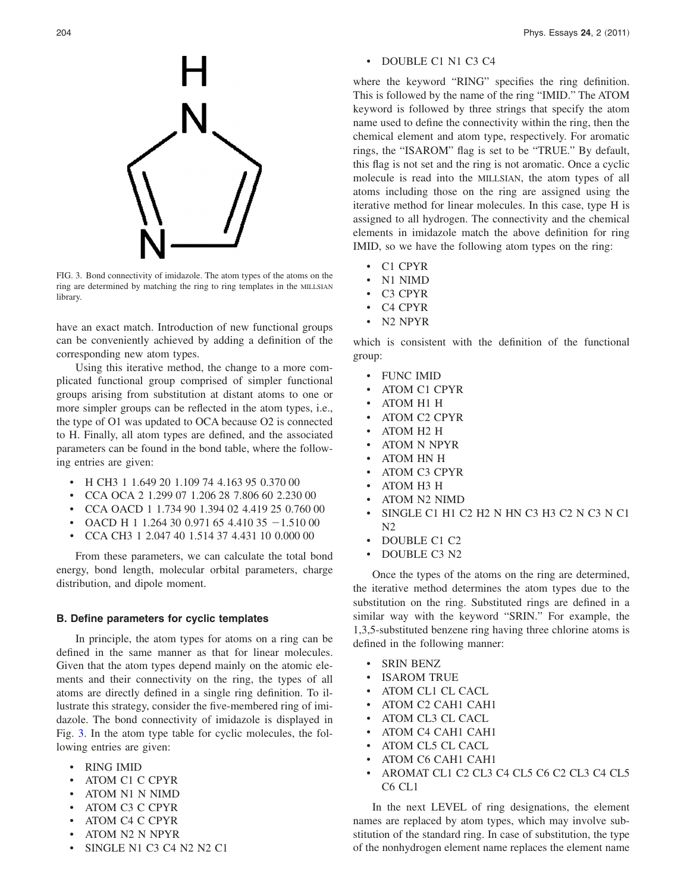FIG. 3. Bond connectivity of imidazole. The atom types of the atoms on the ring are determined by matching the ring to ring templates in the MILLSIAN library.

have an exact match. Introduction of new functional groups can be conveniently achieved by adding a definition of the corresponding new atom types.

Using this iterative method, the change to a more complicated functional group comprised of simpler functional groups arising from substitution at distant atoms to one or more simpler groups can be reflected in the atom types, i.e., the type of O1 was updated to OCA because O2 is connected to H. Finally, all atom types are defined, and the associated parameters can be found in the bond table, where the following entries are given:

- H CH3 1 1.649 20 1.109 74 4.163 95 0.370 00
- CCA OCA 2 1.299 07 1.206 28 7.806 60 2.230 00
- CCA OACD 1 1.734 90 1.394 02 4.419 25 0.760 00
- OACD H 1 1.264 30 0.971 65 4.410 35 −1.510 00
- CCA CH3 1 2.047 40 1.514 37 4.431 10 0.000 00

From these parameters, we can calculate the total bond energy, bond length, molecular orbital parameters, charge distribution, and dipole moment.

### B. Define parameters for cyclic templates

In principle, the atom types for atoms on a ring can be defined in the same manner as that for linear molecules. Given that the atom types depend mainly on the atomic elements and their connectivity on the ring, the types of all atoms are directly defined in a single ring definition. To illustrate this strategy, consider the five-membered ring of imidazole. The bond connectivity of imidazole is displayed in Fig. 3. In the atom type table for cyclic molecules, the following entries are given:

- RING IMID
- ATOM C1 C CPYR
- ATOM N1 N NIMD
- ATOM C3 C CPYR
- ATOM C4 C CPYR
- ATOM N2 N NPYR
- SINGLE N1 C3 C4 N2 N2 C1
- DOUBLE C1 N1 C3 C4

where the keyword "RING" specifies the ring definition. This is followed by the name of the ring "IMID." The ATOM keyword is followed by three strings that specify the atom name used to define the connectivity within the ring, then the chemical element and atom type, respectively. For aromatic rings, the "ISAROM" flag is set to be "TRUE." By default, this flag is not set and the ring is not aromatic. Once a cyclic molecule is read into the MILLSIAN, the atom types of all atoms including those on the ring are assigned using the iterative method for linear molecules. In this case, type H is assigned to all hydrogen. The connectivity and the chemical elements in imidazole match the above definition for ring IMID, so we have the following atom types on the ring:

- C1 CPYR
- N1 NIMD
- C3 CPYR
- C4 CPYR
- N2 NPYR

which is consistent with the definition of the functional group:

- FUNC IMID
- ATOM C1 CPYR
- ATOM H1 H
- ATOM C2 CPYR
- ATOM H2 H
- ATOM N NPYR
- ATOM HN H
- ATOM C3 CPYR
- ATOM H3 H
- ATOM N2 NIMD
- SINGLE C1 H1 C2 H2 N HN C3 H3 C2 N C3 N C1 N2
- DOUBLE C1 C2
- DOUBLE C3 N2

Once the types of the atoms on the ring are determined, the iterative method determines the atom types due to the substitution on the ring. Substituted rings are defined in a similar way with the keyword "SRIN." For example, the 1,3,5-substituted benzene ring having three chlorine atoms is defined in the following manner:

- SRIN BENZ
- ISAROM TRUE
- ATOM CL1 CL CACL
- ATOM C2 CAH1 CAH1
- ATOM CL3 CL CACL
- ATOM C4 CAH1 CAH1
- ATOM CL5 CL CACL
- ATOM C6 CAH1 CAH1
- AROMAT CL1 C2 CL3 C4 CL5 C6 C2 CL3 C4 CL5 C6 CL1

In the next LEVEL of ring designations, the element names are replaced by atom types, which may involve substitution of the standard ring. In case of substitution, the type of the nonhydrogen element name replaces the element name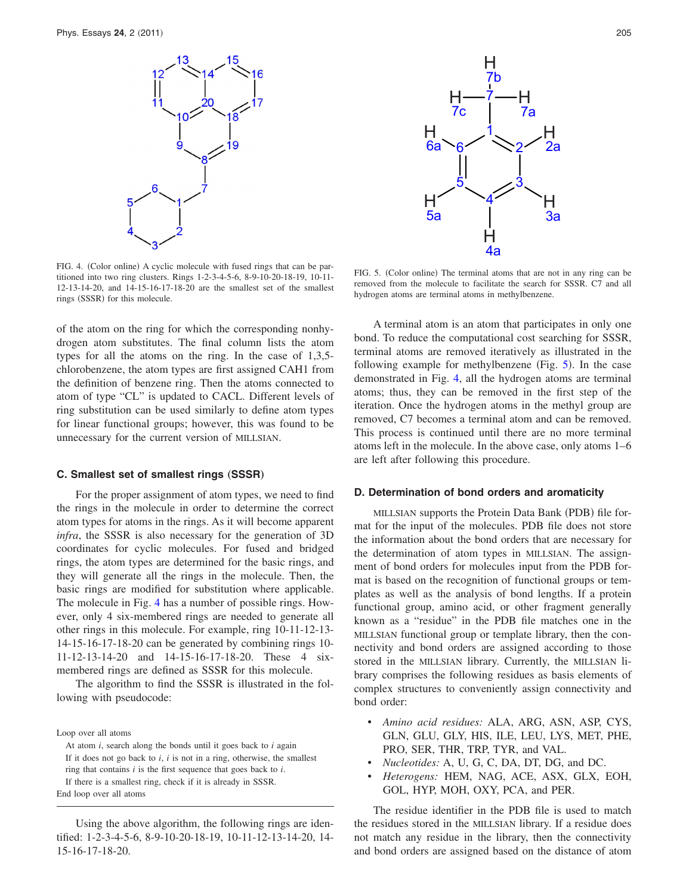FIG. 4. (Color online) A cyclic molecule with fused rings that can be partitioned into two ring clusters. Rings 1-2-3-4-5-6, 8-9-10-20-18-19, 10-11-12-13-14-20, and 14-15-16-17-18-20 are the smallest set of the smallest rings (SSSR) for this molecule.

of the atom on the ring for which the corresponding nonhydrogen atom substitutes. The final column lists the atom types for all the atoms on the ring. In the case of 1,3,5-chlorobenzene, the atom types are first assigned CAH1 from the definition of benzene ring. Then the atoms connected to atom of type "CL" is updated to CACL. Different levels of ring substitution can be used similarly to define atom types for linear functional groups; however, this was found to be unnecessary for the current version of MILLSIAN.

### C. Smallest set of smallest rings (SSSR)

For the proper assignment of atom types, we need to find the rings in the molecule in order to determine the correct atom types for atoms in the rings. As it will become apparent *infra*, the SSSR is also necessary for the generation of 3D coordinates for cyclic molecules. For fused and bridged rings, the atom types are determined for the basic rings, and they will generate all the rings in the molecule. Then, the basic rings are modified for substitution where applicable. The molecule in Fig. 4 has a number of possible rings. However, only 4 six-membered rings are needed to generate all other rings in this molecule. For example, ring 10-11-12-13-14-15-16-17-18-20 can be generated by combining rings 10-11-12-13-14-20 and 14-15-16-17-18-20. These 4 six-membered rings are defined as SSSR for this molecule.

The algorithm to find the SSSR is illustrated in the following with pseudocode:

```
Loop over all atoms
  At atom i, search along the bonds until it goes back to i again
  If it does not go back to i, i is not in a ring, otherwise, the smallest
  ring that contains i is the first sequence that goes back to i.
  If there is a smallest ring, check if it is already in SSSR.
End loop over all atoms
```

Using the above algorithm, the following rings are identified: 1-2-3-4-5-6, 8-9-10-20-18-19, 10-11-12-13-14-20, 14-15-16-17-18-20.

FIG. 5. (Color online) The terminal atoms that are not in any ring can be removed from the molecule to facilitate the search for SSSR. C7 and all hydrogen atoms are terminal atoms in methylbenzene.

A terminal atom is an atom that participates in only one bond. To reduce the computational cost searching for SSSR, terminal atoms are removed iteratively as illustrated in the following example for methylbenzene (Fig. 5). In the case demonstrated in Fig. 4, all the hydrogen atoms are terminal atoms; thus, they can be removed in the first step of the iteration. Once the hydrogen atoms in the methyl group are removed, C7 becomes a terminal atom and can be removed. This process is continued until there are no more terminal atoms left in the molecule. In the above case, only atoms 1–6 are left after following this procedure.

### D. Determination of bond orders and aromaticity

MILLSIAN supports the Protein Data Bank (PDB) file format for the input of the molecules. PDB file does not store the information about the bond orders that are necessary for the determination of atom types in MILLSIAN. The assignment of bond orders for molecules input from the PDB format is based on the recognition of functional groups or templates as well as the analysis of bond lengths. If a protein functional group, amino acid, or other fragment generally known as a "residue" in the PDB file matches one in the MILLSIAN functional group or template library, then the connectivity and bond orders are assigned according to those stored in the MILLSIAN library. Currently, the MILLSIAN library comprises the following residues as basis elements of complex structures to conveniently assign connectivity and bond order:

- *Amino acid residues:* ALA, ARG, ASN, ASP, CYS, GLN, GLU, GLY, HIS, ILE, LEU, LYS, MET, PHE, PRO, SER, THR, TRP, TYR, and VAL.
- *Nucleotides:* A, U, G, C, DA, DT, DG, and DC.
- *Heterogens:* HEM, NAG, ACE, ASX, GLX, EOH, GOL, HYP, MOH, OXY, PCA, and PER.

The residue identifier in the PDB file is used to match the residues stored in the MILLSIAN library. If a residue does not match any residue in the library, then the connectivity and bond orders are assigned based on the distance of atom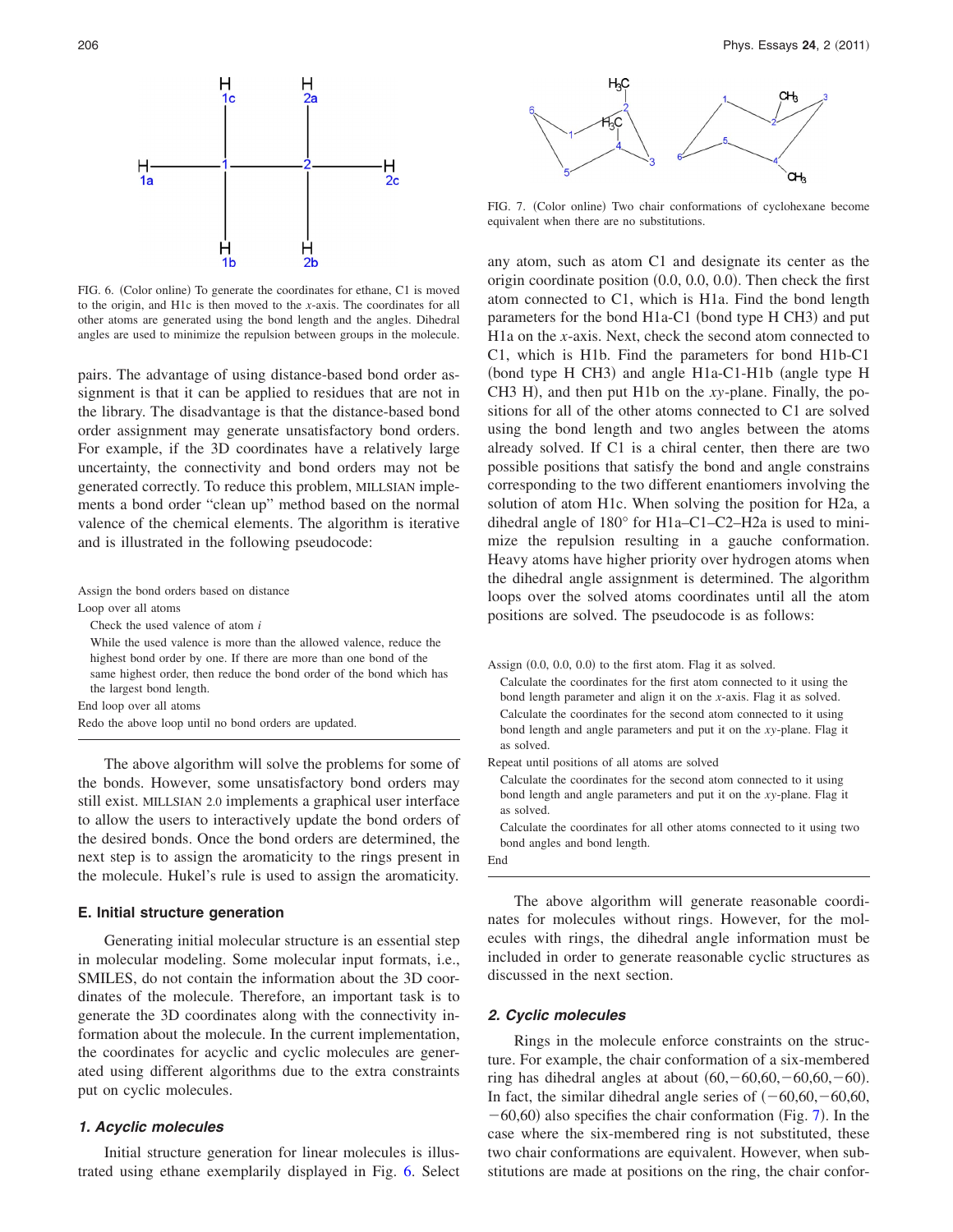FIG. 6. (Color online) To generate the coordinates for ethane, C1 is moved to the origin, and H1c is then moved to the *x*-axis. The coordinates for all other atoms are generated using the bond length and the angles. Dihedral angles are used to minimize the repulsion between groups in the molecule.

pairs. The advantage of using distance-based bond order assignment is that it can be applied to residues that are not in the library. The disadvantage is that the distance-based bond order assignment may generate unsatisfactory bond orders. For example, if the 3D coordinates have a relatively large uncertainty, the connectivity and bond orders may not be generated correctly. To reduce this problem, MILLSIAN implements a bond order "clean up" method based on the normal valence of the chemical elements. The algorithm is iterative and is illustrated in the following pseudocode:

```
Assign the bond orders based on distance
Loop over all atoms
    Check the used valence of atom i
    While the used valence is more than the allowed valence, reduce the
    highest bond order by one. If there are more than one bond of the
    same highest order, then reduce the bond order of the bond which has
    the largest bond length.
End loop over all atoms
Redo the above loop until no bond orders are updated.
```

The above algorithm will solve the problems for some of the bonds. However, some unsatisfactory bond orders may still exist. MILLSIAN 2.0 implements a graphical user interface to allow the users to interactively update the bond orders of the desired bonds. Once the bond orders are determined, the next step is to assign the aromaticity to the rings present in the molecule. Hukel's rule is used to assign the aromaticity.

### E. Initial structure generation

Generating initial molecular structure is an essential step in molecular modeling. Some molecular input formats, i.e., SMILES, do not contain the information about the 3D coordinates of the molecule. Therefore, an important task is to generate the 3D coordinates along with the connectivity information about the molecule. In the current implementation, the coordinates for acyclic and cyclic molecules are generated using different algorithms due to the extra constraints put on cyclic molecules.

#### *1. Acyclic molecules*

Initial structure generation for linear molecules is illustrated using ethane exemplarily displayed in Fig. 6. Select any atom, such as atom C1 and designate its center as the origin coordinate position (0.0, 0.0, 0.0). Then check the first atom connected to C1, which is H1a. Find the bond length parameters for the bond H1a-C1 (bond type H CH3) and put H1a on the *x*-axis. Next, check the second atom connected to C1, which is H1b. Find the parameters for bond H1b-C1 (bond type H CH3) and angle H1a-C1-H1b (angle type H CH3 H), and then put H1b on the *xy*-plane. Finally, the positions for all of the other atoms connected to C1 are solved using the bond length and two angles between the atoms already solved. If C1 is a chiral center, then there are two possible positions that satisfy the bond and angle constrains corresponding to the two different enantiomers involving the solution of atom H1c. When solving the position for H2a, a dihedral angle of 180° for H1a–C1–C2–H2a is used to minimize the repulsion resulting in a gauche conformation. Heavy atoms have higher priority over hydrogen atoms when the dihedral angle assignment is determined. The algorithm loops over the solved atoms coordinates until all the atom positions are solved. The pseudocode is as follows:

```
Assign (0.0, 0.0, 0.0) to the first atom. Flag it as solved.
    Calculate the coordinates for the first atom connected to it using the
    bond length parameter and align it on the x-axis. Flag it as solved.
    Calculate the coordinates for the second atom connected to it using
    bond length and angle parameters and put it on the xy-plane. Flag it
    as solved.
Repeat until positions of all atoms are solved
    Calculate the coordinates for the second atom connected to it using
    bond length and angle parameters and put it on the xy-plane. Flag it
    as solved.
    Calculate the coordinates for all other atoms connected to it using two
    bond angles and bond length.
End
```

The above algorithm will generate reasonable coordinates for molecules without rings. However, for the molecules with rings, the dihedral angle information must be included in order to generate reasonable cyclic structures as discussed in the next section.

#### *2. Cyclic molecules*

Rings in the molecule enforce constraints on the structure. For example, the chair conformation of a six-membered ring has dihedral angles at about $(60,-60,60,-60,60,-60)$. In fact, the similar dihedral angle series of $(-60,60,-60,60,-60,60)$ also specifies the chair conformation (Fig. 7). In the case where the six-membered ring is not substituted, these two chair conformations are equivalent. However, when substitutions are made at positions on the ring, the chair confor-

FIG. 7. (Color online) Two chair conformations of cyclohexane become equivalent when there are no substitutions.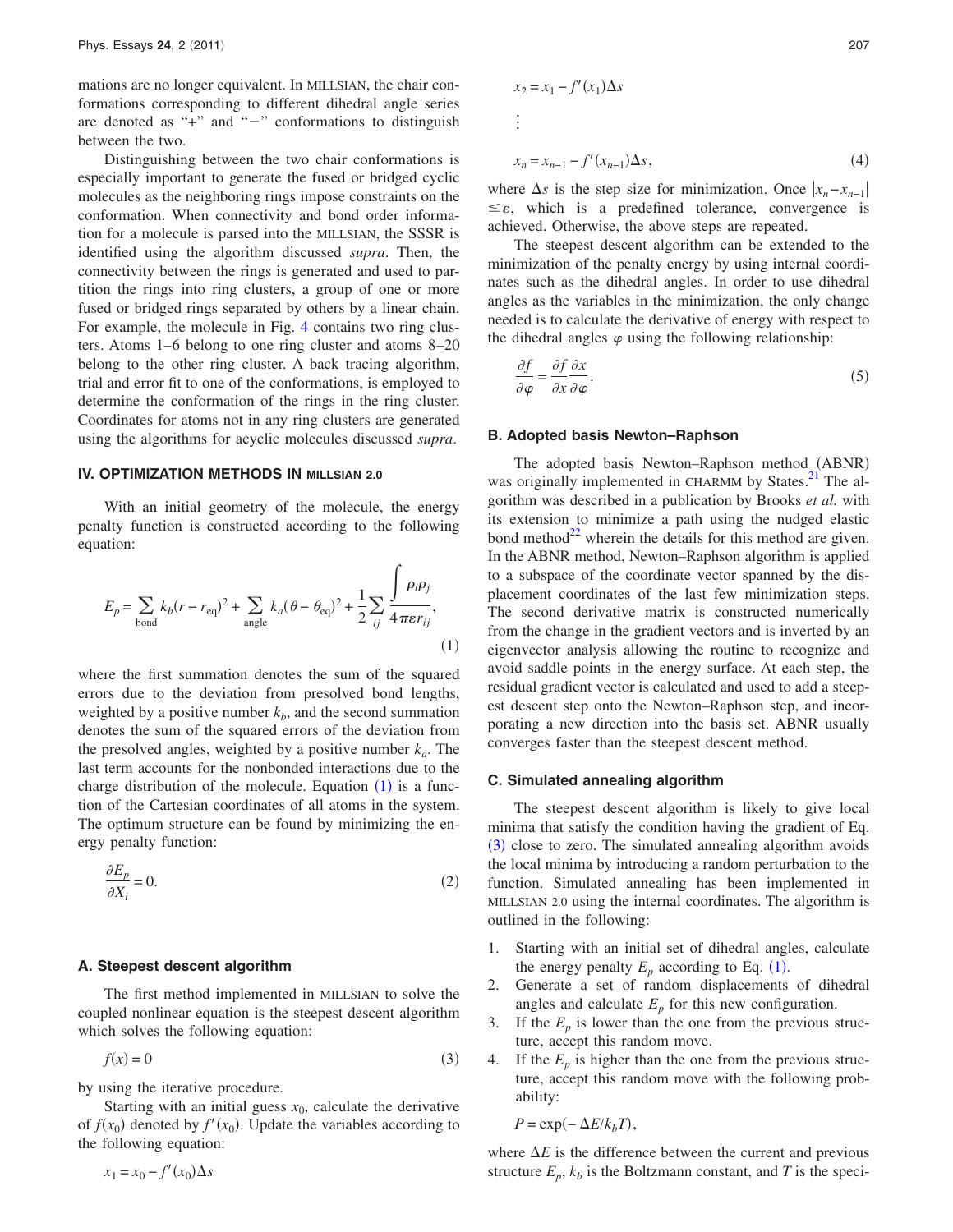mations are no longer equivalent. In MILLSIAN, the chair conformations corresponding to different dihedral angle series are denoted as "+" and "−" conformations to distinguish between the two.

Distinguishing between the two chair conformations is especially important to generate the fused or bridged cyclic molecules as the neighboring rings impose constraints on the conformation. When connectivity and bond order information for a molecule is parsed into the MILLSIAN, the SSSR is identified using the algorithm discussed *supra*. Then, the connectivity between the rings is generated and used to partition the rings into ring clusters, a group of one or more fused or bridged rings separated by others by a linear chain. For example, the molecule in Fig. 4 contains two ring clusters. Atoms 1–6 belong to one ring cluster and atoms 8–20 belong to the other ring cluster. A back tracing algorithm, trial and error fit to one of the conformations, is employed to determine the conformation of the rings in the ring cluster. Coordinates for atoms not in any ring clusters are generated using the algorithms for acyclic molecules discussed *supra*.

## IV. OPTIMIZATION METHODS IN MILLSIAN 2.0

With an initial geometry of the molecule, the energy penalty function is constructed according to the following equation:

$$E_p = \sum_{\text{bond}} k_b (r - r_{\text{eq}})^2 + \sum_{\text{angle}} k_a (\theta - \theta_{\text{eq}})^2 + \frac{1}{2} \sum_{ij} \frac{\int \rho_i \rho_j}{4\pi\varepsilon r_{ij}}, \tag{1}$$

where the first summation denotes the sum of the squared errors due to the deviation from presolved bond lengths, weighted by a positive number $k_b$, and the second summation denotes the sum of the squared errors of the deviation from the presolved angles, weighted by a positive number $k_a$. The last term accounts for the nonbonded interactions due to the charge distribution of the molecule. Equation (1) is a function of the Cartesian coordinates of all atoms in the system. The optimum structure can be found by minimizing the energy penalty function:

$$\frac{\partial E_p}{\partial X_i} = 0. \tag{2}$$

### A. Steepest descent algorithm

The first method implemented in MILLSIAN to solve the coupled nonlinear equation is the steepest descent algorithm which solves the following equation:

$$f(x) = 0 \tag{3}$$

by using the iterative procedure.

Starting with an initial guess $x_0$, calculate the derivative of $f(x_0)$ denoted by $f'(x_0)$. Update the variables according to the following equation:

$$x_1 = x_0 - f'(x_0)\Delta s$$

$$x_2 = x_1 - f'(x_1)\Delta s$$

$$\vdots$$

$$x_n = x_{n-1} - f'(x_{n-1})\Delta s, \tag{4}$$

where $\Delta s$ is the step size for minimization. Once $|x_n - x_{n-1}| \leq \varepsilon$, which is a predefined tolerance, convergence is achieved. Otherwise, the above steps are repeated.

The steepest descent algorithm can be extended to the minimization of the penalty energy by using internal coordinates such as the dihedral angles. In order to use dihedral angles as the variables in the minimization, the only change needed is to calculate the derivative of energy with respect to the dihedral angles $\varphi$ using the following relationship:

$$\frac{\partial f}{\partial \varphi} = \frac{\partial f}{\partial x} \frac{\partial x}{\partial \varphi}. \tag{5}$$

### B. Adopted basis Newton–Raphson

The adopted basis Newton–Raphson method (ABNR) was originally implemented in CHARMM by States.[21] The algorithm was described in a publication by Brooks *et al.* with its extension to minimize a path using the nudged elastic bond method[22] wherein the details for this method are given. In the ABNR method, Newton–Raphson algorithm is applied to a subspace of the coordinate vector spanned by the displacement coordinates of the last few minimization steps. The second derivative matrix is constructed numerically from the change in the gradient vectors and is inverted by an eigenvector analysis allowing the routine to recognize and avoid saddle points in the energy surface. At each step, the residual gradient vector is calculated and used to add a steepest descent step onto the Newton–Raphson step, and incorporating a new direction into the basis set. ABNR usually converges faster than the steepest descent method.

### C. Simulated annealing algorithm

The steepest descent algorithm is likely to give local minima that satisfy the condition having the gradient of Eq. (3) close to zero. The simulated annealing algorithm avoids the local minima by introducing a random perturbation to the function. Simulated annealing has been implemented in MILLSIAN 2.0 using the internal coordinates. The algorithm is outlined in the following:

1. Starting with an initial set of dihedral angles, calculate the energy penalty $E_p$ according to Eq. (1).
2. Generate a set of random displacements of dihedral angles and calculate $E_p$ for this new configuration.
3. If the $E_p$ is lower than the one from the previous structure, accept this random move.
4. If the $E_p$ is higher than the one from the previous structure, accept this random move with the following probability:

   $P = \exp(-\Delta E / k_b T),$

where $\Delta E$ is the difference between the current and previous structure $E_p$, $k_b$ is the Boltzmann constant, and $T$ is the speci-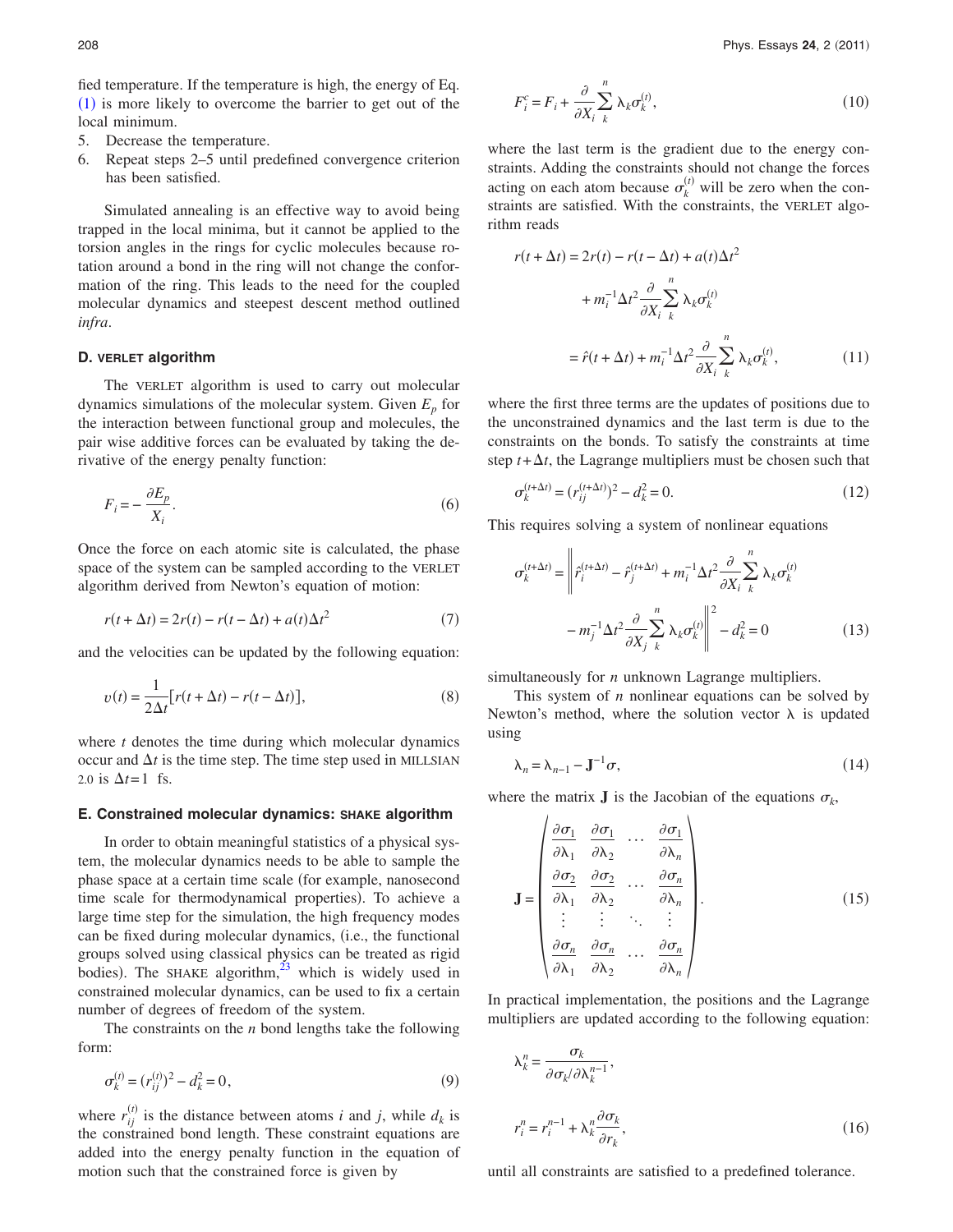fied temperature. If the temperature is high, the energy of Eq. (1) is more likely to overcome the barrier to get out of the local minimum.

5. Decrease the temperature.
6. Repeat steps 2–5 until predefined convergence criterion has been satisfied.

Simulated annealing is an effective way to avoid being trapped in the local minima, but it cannot be applied to the torsion angles in the rings for cyclic molecules because rotation around a bond in the ring will not change the conformation of the ring. This leads to the need for the coupled molecular dynamics and steepest descent method outlined *infra*.

### D. VERLET algorithm

The VERLET algorithm is used to carry out molecular dynamics simulations of the molecular system. Given $E_p$ for the interaction between functional group and molecules, the pair wise additive forces can be evaluated by taking the derivative of the energy penalty function:

$$F_i = -\frac{\partial E_p}{X_i}. \tag{6}$$

Once the force on each atomic site is calculated, the phase space of the system can be sampled according to the VERLET algorithm derived from Newton's equation of motion:

$$r(t+\Delta t) = 2r(t) - r(t-\Delta t) + a(t)\Delta t^2 \tag{7}$$

and the velocities can be updated by the following equation:

$$v(t) = \frac{1}{2\Delta t}[r(t+\Delta t) - r(t-\Delta t)], \tag{8}$$

where $t$ denotes the time during which molecular dynamics occur and $\Delta t$ is the time step. The time step used in MILLSIAN 2.0 is $\Delta t = 1$ fs.

### E. Constrained molecular dynamics: SHAKE algorithm

In order to obtain meaningful statistics of a physical system, the molecular dynamics needs to be able to sample the phase space at a certain time scale (for example, nanosecond time scale for thermodynamical properties). To achieve a large time step for the simulation, the high frequency modes can be fixed during molecular dynamics, (i.e., the functional groups solved using classical physics can be treated as rigid bodies). The SHAKE algorithm,[23] which is widely used in constrained molecular dynamics, can be used to fix a certain number of degrees of freedom of the system.

The constraints on the $n$ bond lengths take the following form:

$$\sigma_k^{(t)} = (r_{ij}^{(t)})^2 - d_k^2 = 0, \tag{9}$$

where $r_{ij}^{(t)}$ is the distance between atoms $i$ and $j$, while $d_k$ is the constrained bond length. These constraint equations are added into the energy penalty function in the equation of motion such that the constrained force is given by

$$F_i^c = F_i + \frac{\partial}{\partial X_i}\sum_k^n \lambda_k \sigma_k^{(t)}, \tag{10}$$

where the last term is the gradient due to the energy constraints. Adding the constraints should not change the forces acting on each atom because $\sigma_k^{(t)}$ will be zero when the constraints are satisfied. With the constraints, the VERLET algorithm reads

$$\begin{aligned} r(t+\Delta t) &= 2r(t) - r(t-\Delta t) + a(t)\Delta t^2 \\ &\quad + m_i^{-1}\Delta t^2 \frac{\partial}{\partial X_i}\sum_k^n \lambda_k \sigma_k^{(t)} \\ &= \hat{r}(t+\Delta t) + m_i^{-1}\Delta t^2 \frac{\partial}{\partial X_i}\sum_k^n \lambda_k \sigma_k^{(t)}, \end{aligned} \tag{11}$$

where the first three terms are the updates of positions due to the unconstrained dynamics and the last term is due to the constraints on the bonds. To satisfy the constraints at time step $t+\Delta t$, the Lagrange multipliers must be chosen such that

$$\sigma_k^{(t+\Delta t)} = (r_{ij}^{(t+\Delta t)})^2 - d_k^2 = 0. \tag{12}$$

This requires solving a system of nonlinear equations

$$\begin{aligned} \sigma_k^{(t+\Delta t)} = \Bigg\| &\hat{r}_i^{(t+\Delta t)} - \hat{r}_j^{(t+\Delta t)} + m_i^{-1}\Delta t^2 \frac{\partial}{\partial X_i}\sum_k^n \lambda_k \sigma_k^{(t)} \\ &- m_j^{-1}\Delta t^2 \frac{\partial}{\partial X_j}\sum_k^n \lambda_k \sigma_k^{(t)} \Bigg\|^2 - d_k^2 = 0 \end{aligned} \tag{13}$$

simultaneously for $n$ unknown Lagrange multipliers.

This system of $n$ nonlinear equations can be solved by Newton's method, where the solution vector $\lambda$ is updated using

$$\lambda_n = \lambda_{n-1} - \mathbf{J}^{-1}\sigma, \tag{14}$$

where the matrix $\mathbf{J}$ is the Jacobian of the equations $\sigma_k$,

$$\mathbf{J} = \begin{pmatrix} \frac{\partial \sigma_1}{\partial \lambda_1} & \frac{\partial \sigma_1}{\partial \lambda_2} & \cdots & \frac{\partial \sigma_1}{\partial \lambda_n} \\ \frac{\partial \sigma_2}{\partial \lambda_1} & \frac{\partial \sigma_2}{\partial \lambda_2} & \cdots & \frac{\partial \sigma_n}{\partial \lambda_n} \\ \vdots & \vdots & \ddots & \vdots \\ \frac{\partial \sigma_n}{\partial \lambda_1} & \frac{\partial \sigma_n}{\partial \lambda_2} & \cdots & \frac{\partial \sigma_n}{\partial \lambda_n} \end{pmatrix}. \tag{15}$$

In practical implementation, the positions and the Lagrange multipliers are updated according to the following equation:

$$\lambda_k^n = \frac{\sigma_k}{\partial \sigma_k / \partial \lambda_k^{n-1}},$$

$$r_i^n = r_i^{n-1} + \lambda_k^n \frac{\partial \sigma_k}{\partial r_k}, \tag{16}$$

until all constraints are satisfied to a predefined tolerance.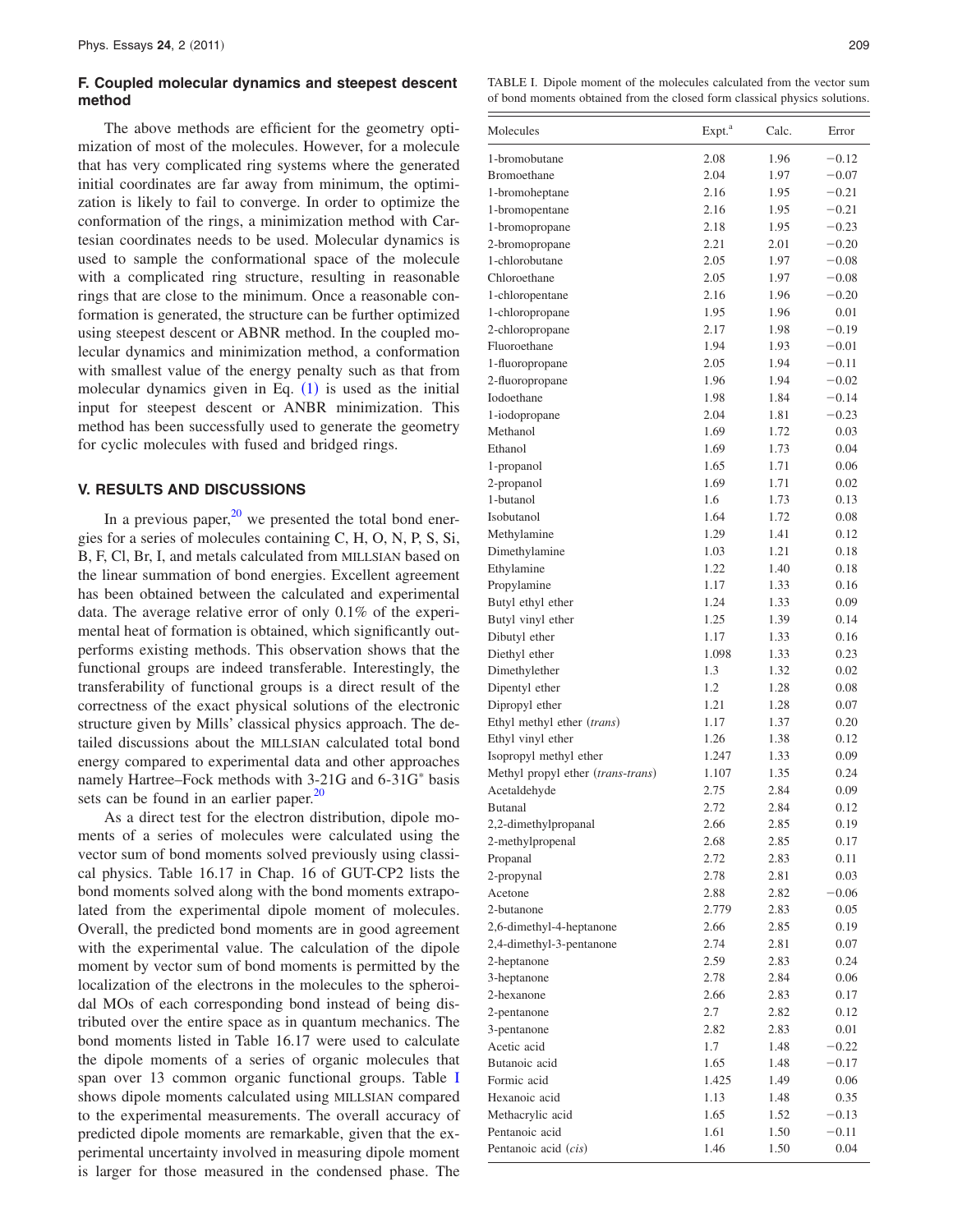### F. Coupled molecular dynamics and steepest descent method

The above methods are efficient for the geometry optimization of most of the molecules. However, for a molecule that has very complicated ring systems where the generated initial coordinates are far away from minimum, the optimization is likely to fail to converge. In order to optimize the conformation of the rings, a minimization method with Cartesian coordinates needs to be used. Molecular dynamics is used to sample the conformational space of the molecule with a complicated ring structure, resulting in reasonable rings that are close to the minimum. Once a reasonable conformation is generated, the structure can be further optimized using steepest descent or ABNR method. In the coupled molecular dynamics and minimization method, a conformation with smallest value of the energy penalty such as that from molecular dynamics given in Eq. (1) is used as the initial input for steepest descent or ANBR minimization. This method has been successfully used to generate the geometry for cyclic molecules with fused and bridged rings.

## V. RESULTS AND DISCUSSIONS

In a previous paper,[20] we presented the total bond energies for a series of molecules containing C, H, O, N, P, S, Si, B, F, Cl, Br, I, and metals calculated from MILLSIAN based on the linear summation of bond energies. Excellent agreement has been obtained between the calculated and experimental data. The average relative error of only 0.1% of the experimental heat of formation is obtained, which significantly outperforms existing methods. This observation shows that the functional groups are indeed transferable. Interestingly, the transferability of functional groups is a direct result of the correctness of the exact physical solutions of the electronic structure given by Mills' classical physics approach. The detailed discussions about the MILLSIAN calculated total bond energy compared to experimental data and other approaches namely Hartree–Fock methods with 3-21G and 6-31G* basis sets can be found in an earlier paper.[20]

As a direct test for the electron distribution, dipole moments of a series of molecules were calculated using the vector sum of bond moments solved previously using classical physics. Table 16.17 in Chap. 16 of GUT-CP2 lists the bond moments solved along with the bond moments extrapolated from the experimental dipole moment of molecules. Overall, the predicted bond moments are in good agreement with the experimental value. The calculation of the dipole moment by vector sum of bond moments is permitted by the localization of the electrons in the molecules to the spheroidal MOs of each corresponding bond instead of being distributed over the entire space as in quantum mechanics. The bond moments listed in Table 16.17 were used to calculate the dipole moments of a series of organic molecules that span over 13 common organic functional groups. Table I shows dipole moments calculated using MILLSIAN compared to the experimental measurements. The overall accuracy of predicted dipole moments are remarkable, given that the experimental uncertainty involved in measuring dipole moment is larger for those measured in the condensed phase. The

TABLE I. Dipole moment of the molecules calculated from the vector sum of bond moments obtained from the closed form classical physics solutions.

| Molecules | Expt.[a] | Calc. | Error |
|---|---|---|---|
| 1-bromobutane | 2.08 | 1.96 | −0.12 |
| Bromoethane | 2.04 | 1.97 | −0.07 |
| 1-bromoheptane | 2.16 | 1.95 | −0.21 |
| 1-bromopentane | 2.16 | 1.95 | −0.21 |
| 1-bromopropane | 2.18 | 1.95 | −0.23 |
| 2-bromopropane | 2.21 | 2.01 | −0.20 |
| 1-chlorobutane | 2.05 | 1.97 | −0.08 |
| Chloroethane | 2.05 | 1.97 | −0.08 |
| 1-chloropentane | 2.16 | 1.96 | −0.20 |
| 1-chloropropane | 1.95 | 1.96 | 0.01 |
| 2-chloropropane | 2.17 | 1.98 | −0.19 |
| Fluoroethane | 1.94 | 1.93 | −0.01 |
| 1-fluoropropane | 2.05 | 1.94 | −0.11 |
| 2-fluoropropane | 1.96 | 1.94 | −0.02 |
| Iodoethane | 1.98 | 1.84 | −0.14 |
| 1-iodopropane | 2.04 | 1.81 | −0.23 |
| Methanol | 1.69 | 1.72 | 0.03 |
| Ethanol | 1.69 | 1.73 | 0.04 |
| 1-propanol | 1.65 | 1.71 | 0.06 |
| 2-propanol | 1.69 | 1.71 | 0.02 |
| 1-butanol | 1.6 | 1.73 | 0.13 |
| Isobutanol | 1.64 | 1.72 | 0.08 |
| Methylamine | 1.29 | 1.41 | 0.12 |
| Dimethylamine | 1.03 | 1.21 | 0.18 |
| Ethylamine | 1.22 | 1.40 | 0.18 |
| Propylamine | 1.17 | 1.33 | 0.16 |
| Butyl ethyl ether | 1.24 | 1.33 | 0.09 |
| Butyl vinyl ether | 1.25 | 1.39 | 0.14 |
| Dibutyl ether | 1.17 | 1.33 | 0.16 |
| Diethyl ether | 1.098 | 1.33 | 0.23 |
| Dimethylether | 1.3 | 1.32 | 0.02 |
| Dipentyl ether | 1.2 | 1.28 | 0.08 |
| Dipropyl ether | 1.21 | 1.28 | 0.07 |
| Ethyl methyl ether (*trans*) | 1.17 | 1.37 | 0.20 |
| Ethyl vinyl ether | 1.26 | 1.38 | 0.12 |
| Isopropyl methyl ether | 1.247 | 1.33 | 0.09 |
| Methyl propyl ether (*trans-trans*) | 1.107 | 1.35 | 0.24 |
| Acetaldehyde | 2.75 | 2.84 | 0.09 |
| Butanal | 2.72 | 2.84 | 0.12 |
| 2,2-dimethylpropanal | 2.66 | 2.85 | 0.19 |
| 2-methylpropenal | 2.68 | 2.85 | 0.17 |
| Propanal | 2.72 | 2.83 | 0.11 |
| 2-propynal | 2.78 | 2.81 | 0.03 |
| Acetone | 2.88 | 2.82 | −0.06 |
| 2-butanone | 2.779 | 2.83 | 0.05 |
| 2,6-dimethyl-4-heptanone | 2.66 | 2.85 | 0.19 |
| 2,4-dimethyl-3-pentanone | 2.74 | 2.81 | 0.07 |
| 2-heptanone | 2.59 | 2.83 | 0.24 |
| 3-heptanone | 2.78 | 2.84 | 0.06 |
| 2-hexanone | 2.66 | 2.83 | 0.17 |
| 2-pentanone | 2.7 | 2.82 | 0.12 |
| 3-pentanone | 2.82 | 2.83 | 0.01 |
| Acetic acid | 1.7 | 1.48 | −0.22 |
| Butanoic acid | 1.65 | 1.48 | −0.17 |
| Formic acid | 1.425 | 1.49 | 0.06 |
| Hexanoic acid | 1.13 | 1.48 | 0.35 |
| Methacrylic acid | 1.65 | 1.52 | −0.13 |
| Pentanoic acid | 1.61 | 1.50 | −0.11 |
| Pentanoic acid (*cis*) | 1.46 | 1.50 | 0.04 |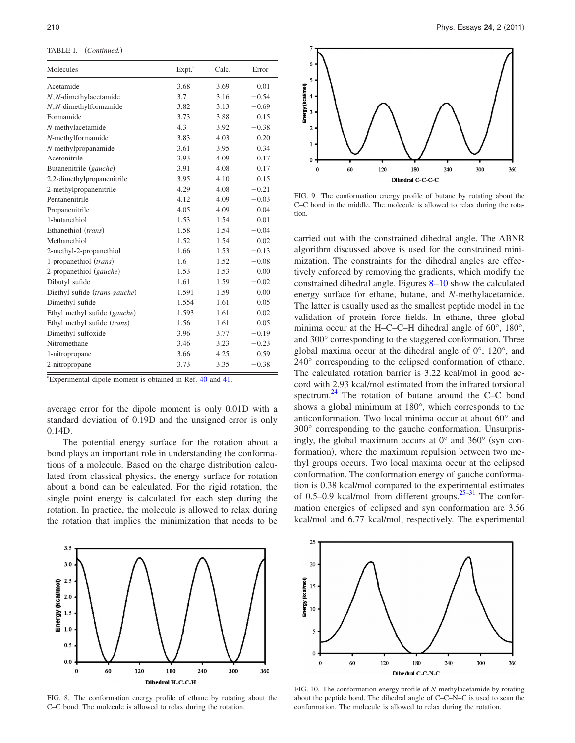TABLE I. (*Continued.*)

| Molecules | Expt.[a] | Calc. | Error |
|---|---|---|---|
| Acetamide | 3.68 | 3.69 | 0.01 |
| *N*,*N*-dimethylacetamide | 3.7 | 3.16 | −0.54 |
| *N*,*N*-dimethylformamide | 3.82 | 3.13 | −0.69 |
| Formamide | 3.73 | 3.88 | 0.15 |
| *N*-methylacetamide | 4.3 | 3.92 | −0.38 |
| *N*-methylformamide | 3.83 | 4.03 | 0.20 |
| *N*-methylpropanamide | 3.61 | 3.95 | 0.34 |
| Acetonitrile | 3.93 | 4.09 | 0.17 |
| Butanenitrile (*gauche*) | 3.91 | 4.08 | 0.17 |
| 2,2-dimethylpropanenitrile | 3.95 | 4.10 | 0.15 |
| 2-methylpropanenitrile | 4.29 | 4.08 | −0.21 |
| Pentanenitrile | 4.12 | 4.09 | −0.03 |
| Propanenitrile | 4.05 | 4.09 | 0.04 |
| 1-butanethiol | 1.53 | 1.54 | 0.01 |
| Ethanethiol (*trans*) | 1.58 | 1.54 | −0.04 |
| Methanethiol | 1.52 | 1.54 | 0.02 |
| 2-methyl-2-propanethiol | 1.66 | 1.53 | −0.13 |
| 1-propanethiol (*trans*) | 1.6 | 1.52 | −0.08 |
| 2-propanethiol (*gauche*) | 1.53 | 1.53 | 0.00 |
| Dibutyl sufide | 1.61 | 1.59 | −0.02 |
| Diethyl sufide (*trans-gauche*) | 1.591 | 1.59 | 0.00 |
| Dimethyl sufide | 1.554 | 1.61 | 0.05 |
| Ethyl methyl sufide (*gauche*) | 1.593 | 1.61 | 0.02 |
| Ethyl methyl sufide (*trans*) | 1.56 | 1.61 | 0.05 |
| Dimethyl sulfoxide | 3.96 | 3.77 | −0.19 |
| Nitromethane | 3.46 | 3.23 | −0.23 |
| 1-nitropropane | 3.66 | 4.25 | 0.59 |
| 2-nitropropane | 3.73 | 3.35 | −0.38 |

[a]Experimental dipole moment is obtained in Ref. 40 and 41.

average error for the dipole moment is only 0.01D with a standard deviation of 0.19D and the unsigned error is only 0.14D.

The potential energy surface for the rotation about a bond plays an important role in understanding the conformations of a molecule. Based on the charge distribution calculated from classical physics, the energy surface for rotation about a bond can be calculated. For the rigid rotation, the single point energy is calculated for each step during the rotation. In practice, the molecule is allowed to relax during the rotation that implies the minimization that needs to be carried out with the constrained dihedral angle. The ABNR algorithm discussed above is used for the constrained minimization. The constraints for the dihedral angles are effectively enforced by removing the gradients, which modify the constrained dihedral angle. Figures 8–10 show the calculated energy surface for ethane, butane, and *N*-methylacetamide. The latter is usually used as the smallest peptide model in the validation of protein force fields. In ethane, three global minima occur at the H–C–C–H dihedral angle of 60°, 180°, and 300° corresponding to the staggered conformation. Three global maxima occur at the dihedral angle of 0°, 120°, and 240° corresponding to the eclipsed conformation of ethane. The calculated rotation barrier is 3.22 kcal/mol in good accord with 2.93 kcal/mol estimated from the infrared torsional spectrum.[24] The rotation of butane around the C–C bond shows a global minimum at 180°, which corresponds to the anticonformation. Two local minima occur at about 60° and 300° corresponding to the gauche conformation. Unsurprisingly, the global maximum occurs at 0° and 360° (syn conformation), where the maximum repulsion between two methyl groups occurs. Two local maxima occur at the eclipsed conformation. The conformation energy of gauche conformation is 0.38 kcal/mol compared to the experimental estimates of 0.5–0.9 kcal/mol from different groups.[25–31] The conformation energies of eclipsed and syn conformation are 3.56 kcal/mol and 6.77 kcal/mol, respectively. The experimental

FIG. 8. The conformation energy profile of ethane by rotating about the C–C bond. The molecule is allowed to relax during the rotation.

FIG. 9. The conformation energy profile of butane by rotating about the C–C bond in the middle. The molecule is allowed to relax during the rotation.

FIG. 10. The conformation energy profile of *N*-methylacetamide by rotating about the peptide bond. The dihedral angle of C–C–N–C is used to scan the conformation. The molecule is allowed to relax during the rotation.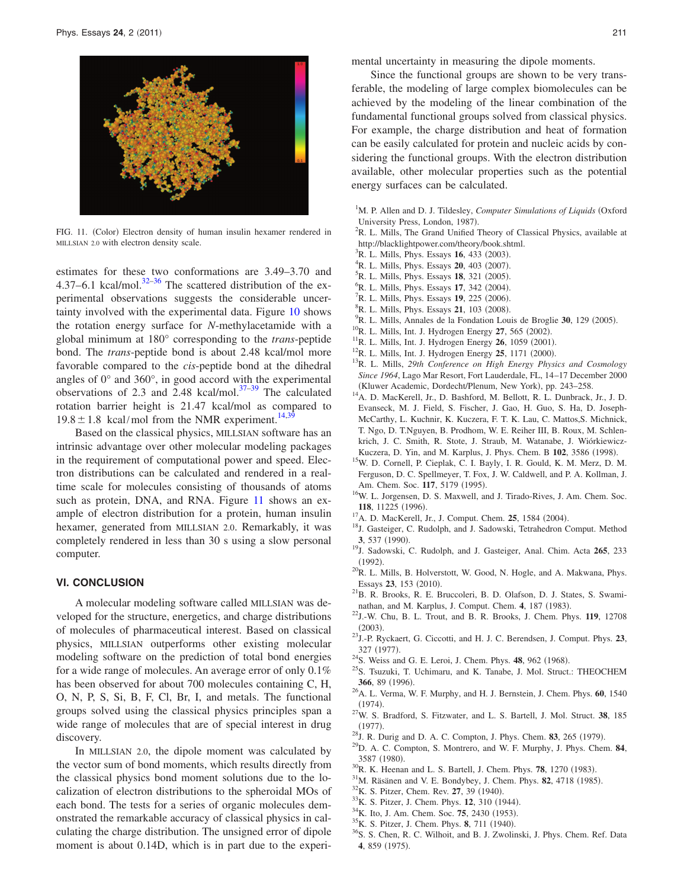FIG. 11. (Color) Electron density of human insulin hexamer rendered in MILLSIAN 2.0 with electron density scale.

estimates for these two conformations are 3.49–3.70 and 4.37–6.1 kcal/mol.[32–36] The scattered distribution of the experimental observations suggests the considerable uncertainty involved with the experimental data. Figure 10 shows the rotation energy surface for *N*-methylacetamide with a global minimum at 180° corresponding to the *trans*-peptide bond. The *trans*-peptide bond is about 2.48 kcal/mol more favorable compared to the *cis*-peptide bond at the dihedral angles of 0° and 360°, in good accord with the experimental observations of 2.3 and 2.48 kcal/mol.[37–39] The calculated rotation barrier height is 21.47 kcal/mol as compared to $19.8 \pm 1.8$ kcal/mol from the NMR experiment.[14,39]

Based on the classical physics, MILLSIAN software has an intrinsic advantage over other molecular modeling packages in the requirement of computational power and speed. Electron distributions can be calculated and rendered in a real-time scale for molecules consisting of thousands of atoms such as protein, DNA, and RNA. Figure 11 shows an example of electron distribution for a protein, human insulin hexamer, generated from MILLSIAN 2.0. Remarkably, it was completely rendered in less than 30 s using a slow personal computer.

## VI. CONCLUSION

A molecular modeling software called MILLSIAN was developed for the structure, energetics, and charge distributions of molecules of pharmaceutical interest. Based on classical physics, MILLSIAN outperforms other existing molecular modeling software on the prediction of total bond energies for a wide range of molecules. An average error of only 0.1% has been observed for about 700 molecules containing C, H, O, N, P, S, Si, B, F, Cl, Br, I, and metals. The functional groups solved using the classical physics principles span a wide range of molecules that are of special interest in drug discovery.

In MILLSIAN 2.0, the dipole moment was calculated by the vector sum of bond moments, which results directly from the classical physics bond moment solutions due to the localization of electron distributions to the spheroidal MOs of each bond. The tests for a series of organic molecules demonstrated the remarkable accuracy of classical physics in calculating the charge distribution. The unsigned error of dipole moment is about 0.14D, which is in part due to the experimental uncertainty in measuring the dipole moments.

Since the functional groups are shown to be very transferable, the modeling of large complex biomolecules can be achieved by the modeling of the linear combination of the fundamental functional groups solved from classical physics. For example, the charge distribution and heat of formation can be easily calculated for protein and nucleic acids by considering the functional groups. With the electron distribution available, other molecular properties such as the potential energy surfaces can be calculated.

[1] M. P. Allen and D. J. Tildesley, *Computer Simulations of Liquids* (Oxford University Press, London, 1987).
[2] R. L. Mills, The Grand Unified Theory of Classical Physics, available at http://blacklightpower.com/theory/book.shtml.
[3] R. L. Mills, Phys. Essays **16**, 433 (2003).
[4] R. L. Mills, Phys. Essays **20**, 403 (2007).
[5] R. L. Mills, Phys. Essays **18**, 321 (2005).
[6] R. L. Mills, Phys. Essays **17**, 342 (2004).
[7] R. L. Mills, Phys. Essays **19**, 225 (2006).
[8] R. L. Mills, Phys. Essays **21**, 103 (2008).
[9] R. L. Mills, Annales de la Fondation Louis de Broglie **30**, 129 (2005).
[10] R. L. Mills, Int. J. Hydrogen Energy **27**, 565 (2002).
[11] R. L. Mills, Int. J. Hydrogen Energy **26**, 1059 (2001).
[12] R. L. Mills, Int. J. Hydrogen Energy **25**, 1171 (2000).
[13] R. L. Mills, *29th Conference on High Energy Physics and Cosmology Since 1964*, Lago Mar Resort, Fort Lauderdale, FL, 14–17 December 2000 (Kluwer Academic, Dordecht/Plenum, New York), pp. 243–258.
[14] A. D. MacKerell, Jr., D. Bashford, M. Bellott, R. L. Dunbrack, Jr., J. D. Evanseck, M. J. Field, S. Fischer, J. Gao, H. Guo, S. Ha, D. Joseph-McCarthy, L. Kuchnir, K. Kuczera, F. T. K. Lau, C. Mattos, S. Michnick, T. Ngo, D. T.Nguyen, B. Prodhom, W. E. Reiher III, B. Roux, M. Schlenkrich, J. C. Smith, R. Stote, J. Straub, M. Watanabe, J. Wiórkiewicz-Kuczera, D. Yin, and M. Karplus, J. Phys. Chem. B **102**, 3586 (1998).
[15] W. D. Cornell, P. Cieplak, C. I. Bayly, I. R. Gould, K. M. Merz, D. M. Ferguson, D. C. Spellmeyer, T. Fox, J. W. Caldwell, and P. A. Kollman, J. Am. Chem. Soc. **117**, 5179 (1995).
[16] W. L. Jorgensen, D. S. Maxwell, and J. Tirado-Rives, J. Am. Chem. Soc. **118**, 11225 (1996).
[17] A. D. MacKerell, Jr., J. Comput. Chem. **25**, 1584 (2004).
[18] J. Gasteiger, C. Rudolph, and J. Sadowski, Tetrahedron Comput. Method **3**, 537 (1990).
[19] J. Sadowski, C. Rudolph, and J. Gasteiger, Anal. Chim. Acta **265**, 233 (1992).
[20] R. L. Mills, B. Holverstott, W. Good, N. Hogle, and A. Makwana, Phys. Essays **23**, 153 (2010).
[21] B. R. Brooks, R. E. Bruccoleri, B. D. Olafson, D. J. States, S. Swaminathan, and M. Karplus, J. Comput. Chem. **4**, 187 (1983).
[22] J.-W. Chu, B. L. Trout, and B. R. Brooks, J. Chem. Phys. **119**, 12708 (2003).
[23] J.-P. Ryckaert, G. Ciccotti, and H. J. C. Berendsen, J. Comput. Phys. **23**, 327 (1977).
[24] S. Weiss and G. E. Leroi, J. Chem. Phys. **48**, 962 (1968).
[25] S. Tsuzuki, T. Uchimaru, and K. Tanabe, J. Mol. Struct.: THEOCHEM **366**, 89 (1996).
[26] A. L. Verma, W. F. Murphy, and H. J. Bernstein, J. Chem. Phys. **60**, 1540 (1974).
[27] W. S. Bradford, S. Fitzwater, and L. S. Bartell, J. Mol. Struct. **38**, 185 (1977).
[28] J. R. Durig and D. A. C. Compton, J. Phys. Chem. **83**, 265 (1979).
[29] D. A. C. Compton, S. Montrero, and W. F. Murphy, J. Phys. Chem. **84**, 3587 (1980).
[30] R. K. Heenan and L. S. Bartell, J. Chem. Phys. **78**, 1270 (1983).
[31] M. Räsänen and V. E. Bondybey, J. Chem. Phys. **82**, 4718 (1985).
[32] K. S. Pitzer, Chem. Rev. **27**, 39 (1940).
[33] K. S. Pitzer, J. Chem. Phys. **12**, 310 (1944).
[34] K. Ito, J. Am. Chem. Soc. **75**, 2430 (1953).
[35] K. S. Pitzer, J. Chem. Phys. **8**, 711 (1940).
[36] S. S. Chen, R. C. Wilhoit, and B. J. Zwolinski, J. Phys. Chem. Ref. Data **4**, 859 (1975).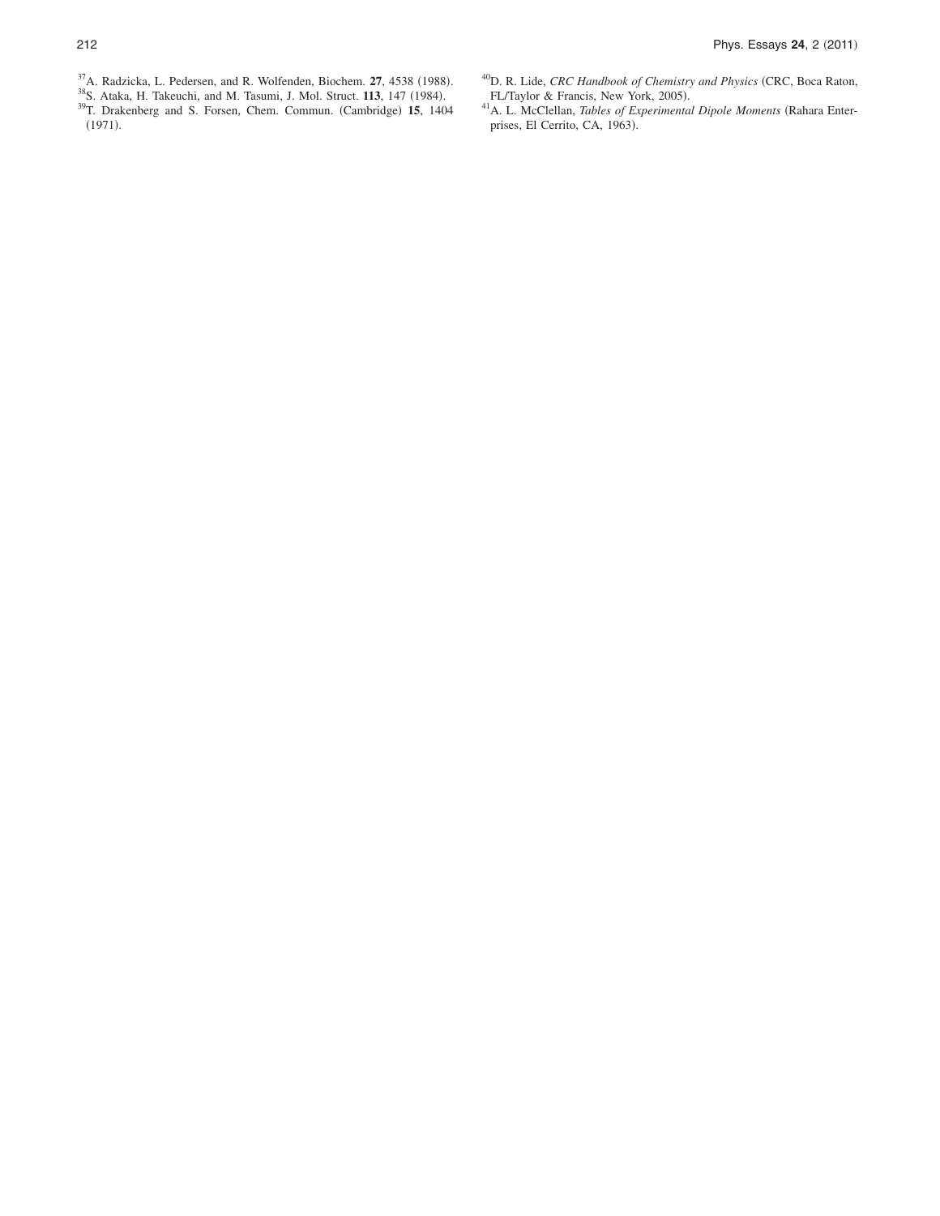[37] A. Radzicka, L. Pedersen, and R. Wolfenden, Biochem. **27**, 4538 (1988).

[38] S. Ataka, H. Takeuchi, and M. Tasumi, J. Mol. Struct. **113**, 147 (1984).

[39] T. Drakenberg and S. Forsen, Chem. Commun. (Cambridge) **15**, 1404 (1971).

[40] D. R. Lide, *CRC Handbook of Chemistry and Physics* (CRC, Boca Raton, FL/Taylor & Francis, New York, 2005).

[41] A. L. McClellan, *Tables of Experimental Dipole Moments* (Rahara Enterprises, El Cerrito, CA, 1963).